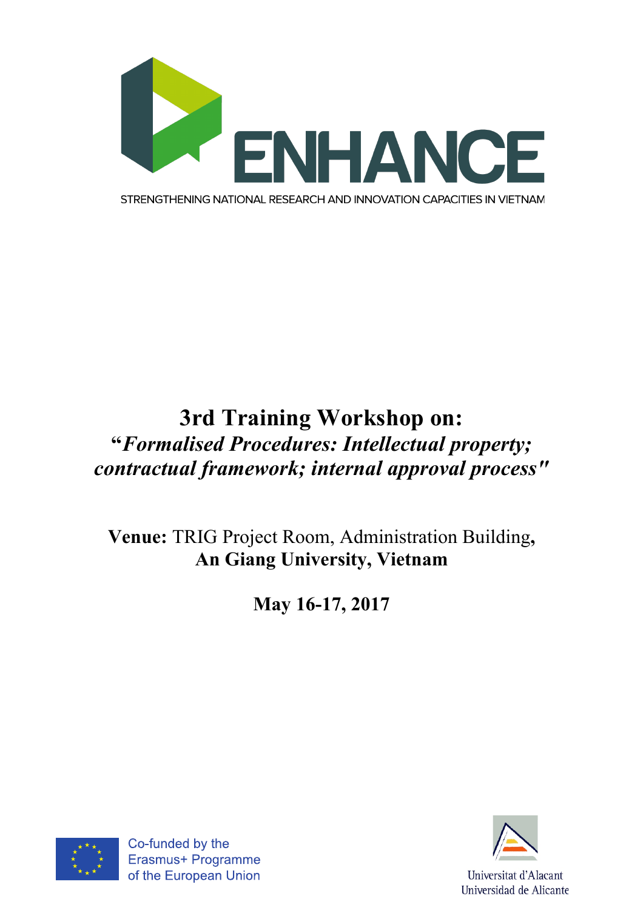ENHANCE

STRENGTHENING NATIONAL RESEARCH AND INNOVATION CAPACITIES IN VIETNAM

# 3rd Training Workshop on:

## “*Formalised Procedures: Intellectual property; contractual framework; internal approval process*"

**Venue:** TRIG Project Room, Administration Building**,**
**An Giang University, Vietnam**

**May 16-17, 2017**

Co-funded by the Erasmus+ Programme of the European Union

Universitat d'Alacant
Universidad de Alicante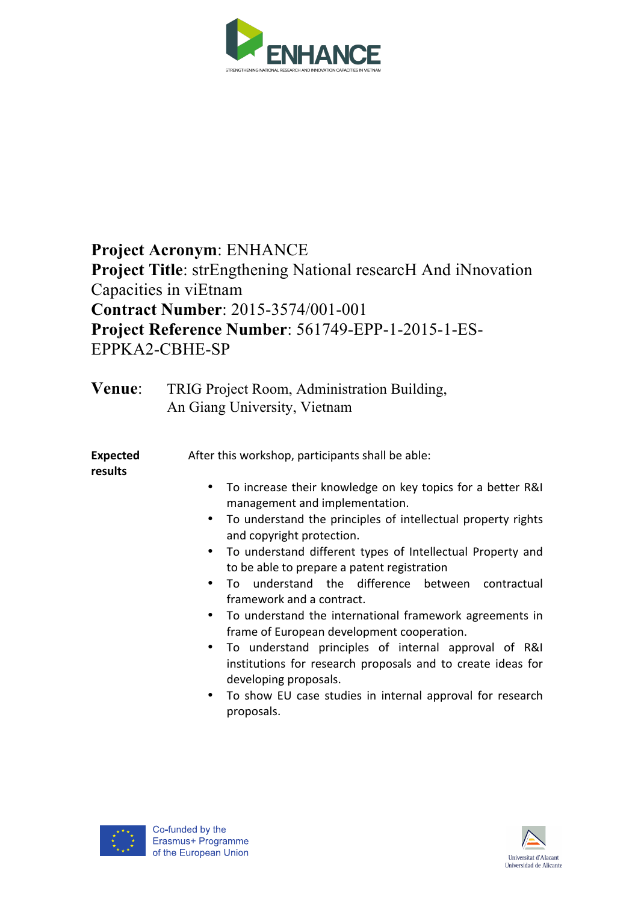**Project Acronym**: ENHANCE
**Project Title**: strEngthening National researcH And iNnovation Capacities in viEtnam
**Contract Number**: 2015-3574/001-001
**Project Reference Number**: 561749-EPP-1-2015-1-ES-EPPKA2-CBHE-SP

**Venue**: TRIG Project Room, Administration Building, An Giang University, Vietnam

**Expected results**

After this workshop, participants shall be able:

- To increase their knowledge on key topics for a better R&I management and implementation.
- To understand the principles of intellectual property rights and copyright protection.
- To understand different types of Intellectual Property and to be able to prepare a patent registration
- To understand the difference between contractual framework and a contract.
- To understand the international framework agreements in frame of European development cooperation.
- To understand principles of internal approval of R&I institutions for research proposals and to create ideas for developing proposals.
- To show EU case studies in internal approval for research proposals.

Co-funded by the Erasmus+ Programme of the European Union

Universitat d'Alacant
Universidad de Alicante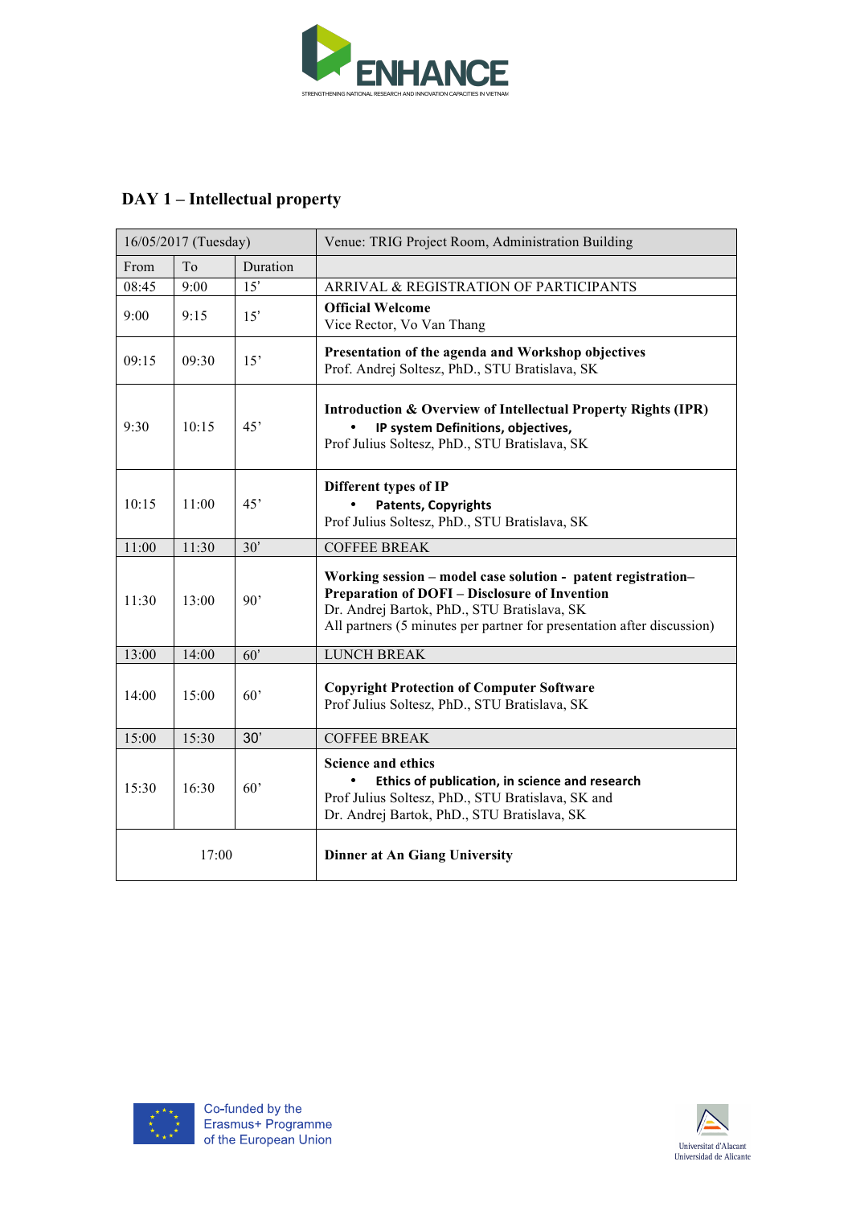## DAY 1 – Intellectual property

| 16/05/2017 (Tuesday) | | | Venue: TRIG Project Room, Administration Building |
|---|---|---|---|
| From | To | Duration | |
| 08:45 | 9:00 | 15' | ARRIVAL & REGISTRATION OF PARTICIPANTS |
| 9:00 | 9:15 | 15' | **Official Welcome**<br>Vice Rector, Vo Van Thang |
| 09:15 | 09:30 | 15' | **Presentation of the agenda and Workshop objectives**<br>Prof. Andrej Soltesz, PhD., STU Bratislava, SK |
| 9:30 | 10:15 | 45' | **Introduction & Overview of Intellectual Property Rights (IPR)**<br>• **IP system Definitions, objectives,**<br>Prof Julius Soltesz, PhD., STU Bratislava, SK |
| 10:15 | 11:00 | 45' | **Different types of IP**<br>• **Patents, Copyrights**<br>Prof Julius Soltesz, PhD., STU Bratislava, SK |
| 11:00 | 11:30 | 30' | COFFEE BREAK |
| 11:30 | 13:00 | 90' | **Working session – model case solution - patent registration– Preparation of DOFI – Disclosure of Invention**<br>Dr. Andrej Bartok, PhD., STU Bratislava, SK<br>All partners (5 minutes per partner for presentation after discussion) |
| 13:00 | 14:00 | 60' | LUNCH BREAK |
| 14:00 | 15:00 | 60' | **Copyright Protection of Computer Software**<br>Prof Julius Soltesz, PhD., STU Bratislava, SK |
| 15:00 | 15:30 | 30' | COFFEE BREAK |
| 15:30 | 16:30 | 60' | **Science and ethics**<br>• **Ethics of publication, in science and research**<br>Prof Julius Soltesz, PhD., STU Bratislava, SK and<br>Dr. Andrej Bartok, PhD., STU Bratislava, SK |
| 17:00 | | | **Dinner at An Giang University** |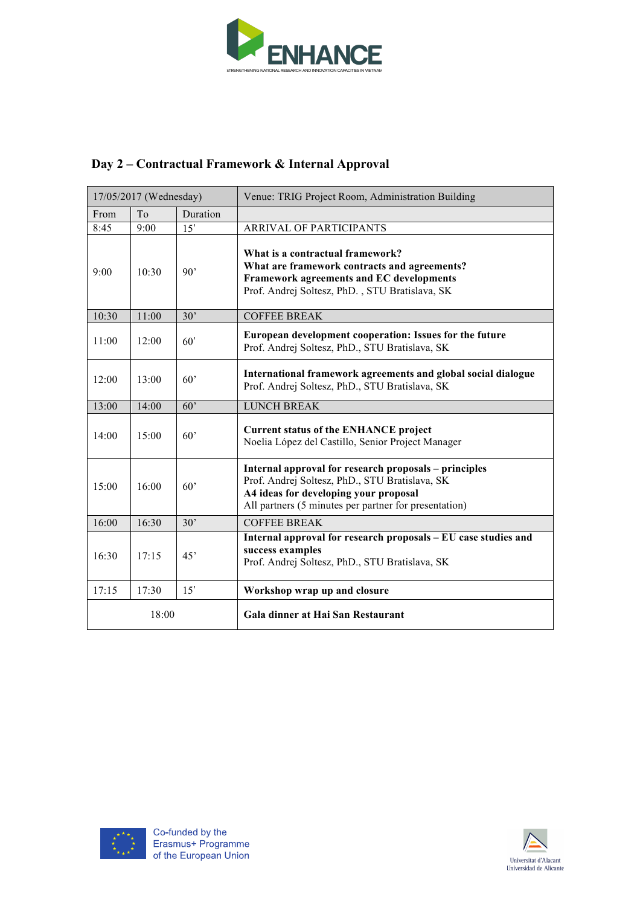## Day 2 – Contractual Framework & Internal Approval

| 17/05/2017 (Wednesday) | | | Venue: TRIG Project Room, Administration Building |
|---|---|---|---|
| From | To | Duration | |
| 8:45 | 9:00 | 15' | ARRIVAL OF PARTICIPANTS |
| 9:00 | 10:30 | 90' | **What is a contractual framework?**<br>**What are framework contracts and agreements?**<br>**Framework agreements and EC developments**<br>Prof. Andrej Soltesz, PhD. , STU Bratislava, SK |
| 10:30 | 11:00 | 30' | COFFEE BREAK |
| 11:00 | 12:00 | 60' | **European development cooperation: Issues for the future**<br>Prof. Andrej Soltesz, PhD., STU Bratislava, SK |
| 12:00 | 13:00 | 60' | **International framework agreements and global social dialogue**<br>Prof. Andrej Soltesz, PhD., STU Bratislava, SK |
| 13:00 | 14:00 | 60' | LUNCH BREAK |
| 14:00 | 15:00 | 60' | **Current status of the ENHANCE project**<br>Noelia López del Castillo, Senior Project Manager |
| 15:00 | 16:00 | 60' | **Internal approval for research proposals – principles**<br>Prof. Andrej Soltesz, PhD., STU Bratislava, SK<br>**A4 ideas for developing your proposal**<br>All partners (5 minutes per partner for presentation) |
| 16:00 | 16:30 | 30' | COFFEE BREAK |
| 16:30 | 17:15 | 45' | **Internal approval for research proposals – EU case studies and success examples**<br>Prof. Andrej Soltesz, PhD., STU Bratislava, SK |
| 17:15 | 17:30 | 15' | **Workshop wrap up and closure** |
| 18:00 | | | **Gala dinner at Hai San Restaurant** |

Co-funded by the Erasmus+ Programme of the European Union

Universitat d'Alacant
Universidad de Alicante